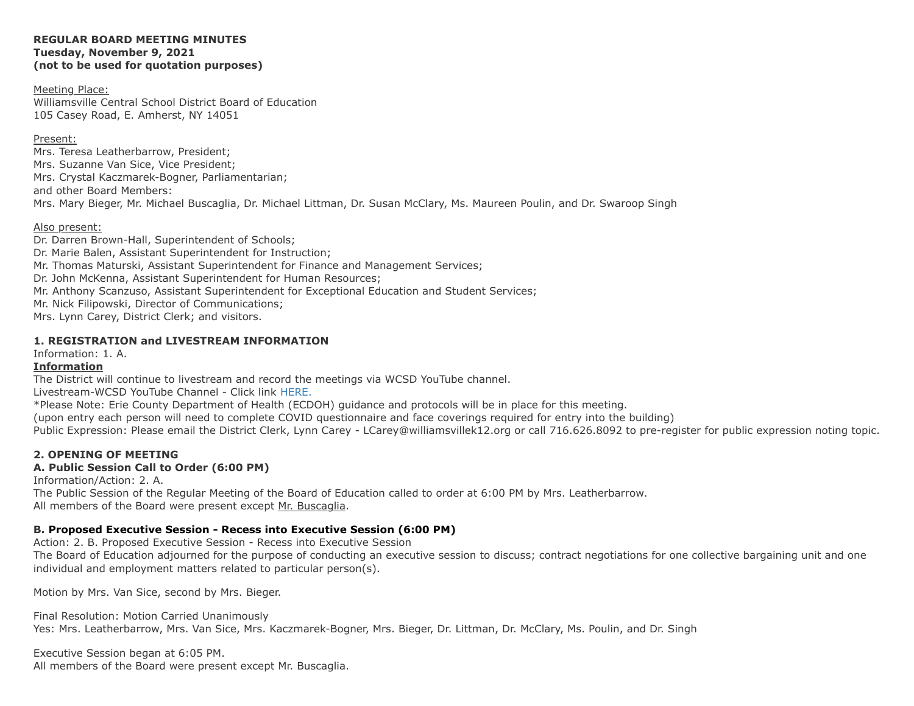**REGULAR BOARD MEETING MINUTES**
**Tuesday, November 9, 2021**
**(not to be used for quotation purposes)**

Meeting Place:
Williamsville Central School District Board of Education
105 Casey Road, E. Amherst, NY 14051

Present:
Mrs. Teresa Leatherbarrow, President;
Mrs. Suzanne Van Sice, Vice President;
Mrs. Crystal Kaczmarek-Bogner, Parliamentarian;
and other Board Members:
Mrs. Mary Bieger, Mr. Michael Buscaglia, Dr. Michael Littman, Dr. Susan McClary, Ms. Maureen Poulin, and Dr. Swaroop Singh

Also present:
Dr. Darren Brown-Hall, Superintendent of Schools;
Dr. Marie Balen, Assistant Superintendent for Instruction;
Mr. Thomas Maturski, Assistant Superintendent for Finance and Management Services;
Dr. John McKenna, Assistant Superintendent for Human Resources;
Mr. Anthony Scanzuso, Assistant Superintendent for Exceptional Education and Student Services;
Mr. Nick Filipowski, Director of Communications;
Mrs. Lynn Carey, District Clerk; and visitors.

## 1. REGISTRATION and LIVESTREAM INFORMATION

Information: 1. A.

**Information**

The District will continue to livestream and record the meetings via WCSD YouTube channel.
Livestream-WCSD YouTube Channel - Click link HERE.
*Please Note: Erie County Department of Health (ECDOH) guidance and protocols will be in place for this meeting.
(upon entry each person will need to complete COVID questionnaire and face coverings required for entry into the building)
Public Expression: Please email the District Clerk, Lynn Carey - LCarey@williamsvillek12.org or call 716.626.8092 to pre-register for public expression noting topic.

## 2. OPENING OF MEETING

### A. Public Session Call to Order (6:00 PM)

Information/Action: 2. A.
The Public Session of the Regular Meeting of the Board of Education called to order at 6:00 PM by Mrs. Leatherbarrow.
All members of the Board were present except Mr. Buscaglia.

### B. Proposed Executive Session - Recess into Executive Session (6:00 PM)

Action: 2. B. Proposed Executive Session - Recess into Executive Session
The Board of Education adjourned for the purpose of conducting an executive session to discuss; contract negotiations for one collective bargaining unit and one individual and employment matters related to particular person(s).

Motion by Mrs. Van Sice, second by Mrs. Bieger.

Final Resolution: Motion Carried Unanimously
Yes: Mrs. Leatherbarrow, Mrs. Van Sice, Mrs. Kaczmarek-Bogner, Mrs. Bieger, Dr. Littman, Dr. McClary, Ms. Poulin, and Dr. Singh

Executive Session began at 6:05 PM.
All members of the Board were present except Mr. Buscaglia.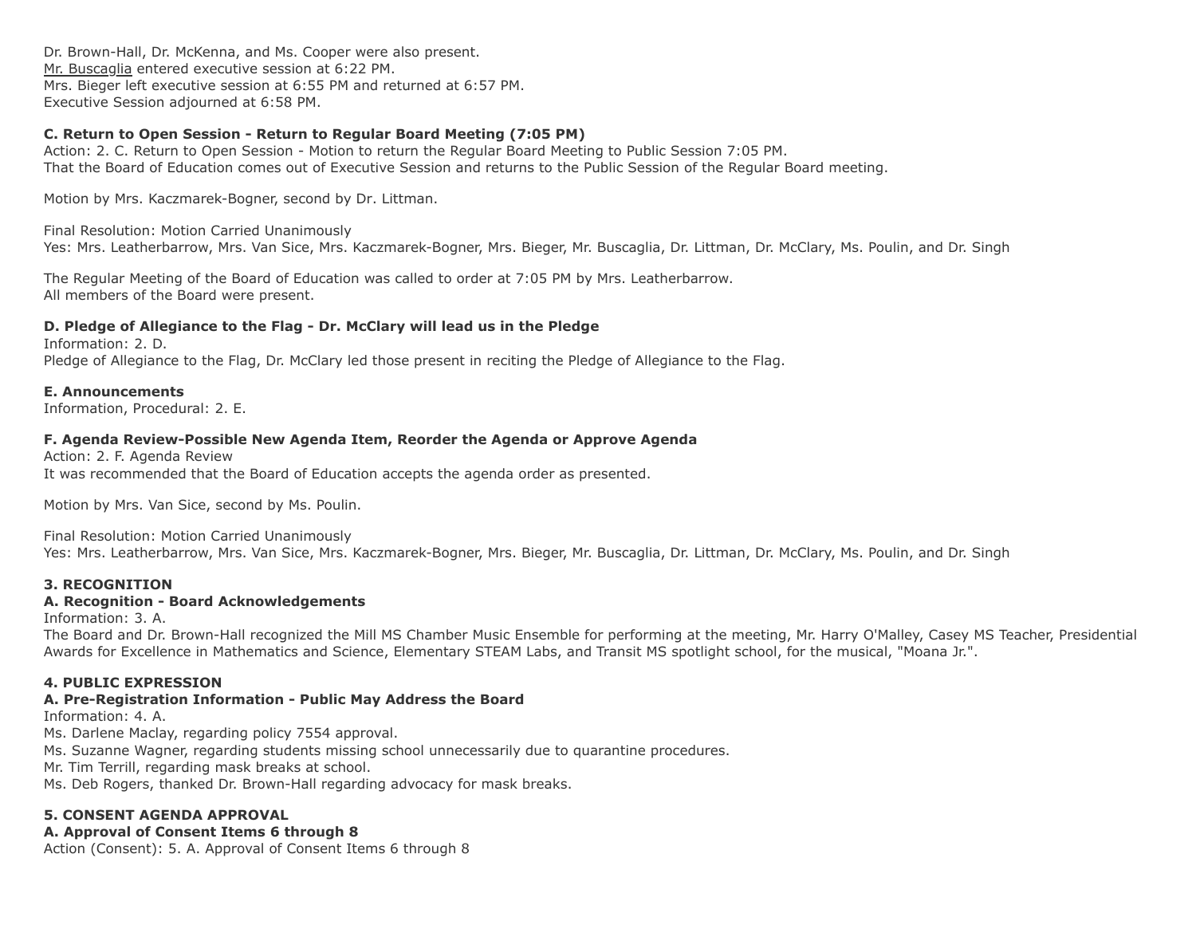Dr. Brown-Hall, Dr. McKenna, and Ms. Cooper were also present.
Mr. Buscaglia entered executive session at 6:22 PM.
Mrs. Bieger left executive session at 6:55 PM and returned at 6:57 PM.
Executive Session adjourned at 6:58 PM.

**C. Return to Open Session - Return to Regular Board Meeting (7:05 PM)**
Action: 2. C. Return to Open Session - Motion to return the Regular Board Meeting to Public Session 7:05 PM.
That the Board of Education comes out of Executive Session and returns to the Public Session of the Regular Board meeting.

Motion by Mrs. Kaczmarek-Bogner, second by Dr. Littman.

Final Resolution: Motion Carried Unanimously
Yes: Mrs. Leatherbarrow, Mrs. Van Sice, Mrs. Kaczmarek-Bogner, Mrs. Bieger, Mr. Buscaglia, Dr. Littman, Dr. McClary, Ms. Poulin, and Dr. Singh

The Regular Meeting of the Board of Education was called to order at 7:05 PM by Mrs. Leatherbarrow.
All members of the Board were present.

**D. Pledge of Allegiance to the Flag - Dr. McClary will lead us in the Pledge**
Information: 2. D.
Pledge of Allegiance to the Flag, Dr. McClary led those present in reciting the Pledge of Allegiance to the Flag.

**E. Announcements**
Information, Procedural: 2. E.

**F. Agenda Review-Possible New Agenda Item, Reorder the Agenda or Approve Agenda**
Action: 2. F. Agenda Review
It was recommended that the Board of Education accepts the agenda order as presented.

Motion by Mrs. Van Sice, second by Ms. Poulin.

Final Resolution: Motion Carried Unanimously
Yes: Mrs. Leatherbarrow, Mrs. Van Sice, Mrs. Kaczmarek-Bogner, Mrs. Bieger, Mr. Buscaglia, Dr. Littman, Dr. McClary, Ms. Poulin, and Dr. Singh

**3. RECOGNITION**
**A. Recognition - Board Acknowledgements**
Information: 3. A.
The Board and Dr. Brown-Hall recognized the Mill MS Chamber Music Ensemble for performing at the meeting, Mr. Harry O'Malley, Casey MS Teacher, Presidential Awards for Excellence in Mathematics and Science, Elementary STEAM Labs, and Transit MS spotlight school, for the musical, "Moana Jr.".

**4. PUBLIC EXPRESSION**
**A. Pre-Registration Information - Public May Address the Board**
Information: 4. A.
Ms. Darlene Maclay, regarding policy 7554 approval.
Ms. Suzanne Wagner, regarding students missing school unnecessarily due to quarantine procedures.
Mr. Tim Terrill, regarding mask breaks at school.
Ms. Deb Rogers, thanked Dr. Brown-Hall regarding advocacy for mask breaks.

**5. CONSENT AGENDA APPROVAL**
**A. Approval of Consent Items 6 through 8**
Action (Consent): 5. A. Approval of Consent Items 6 through 8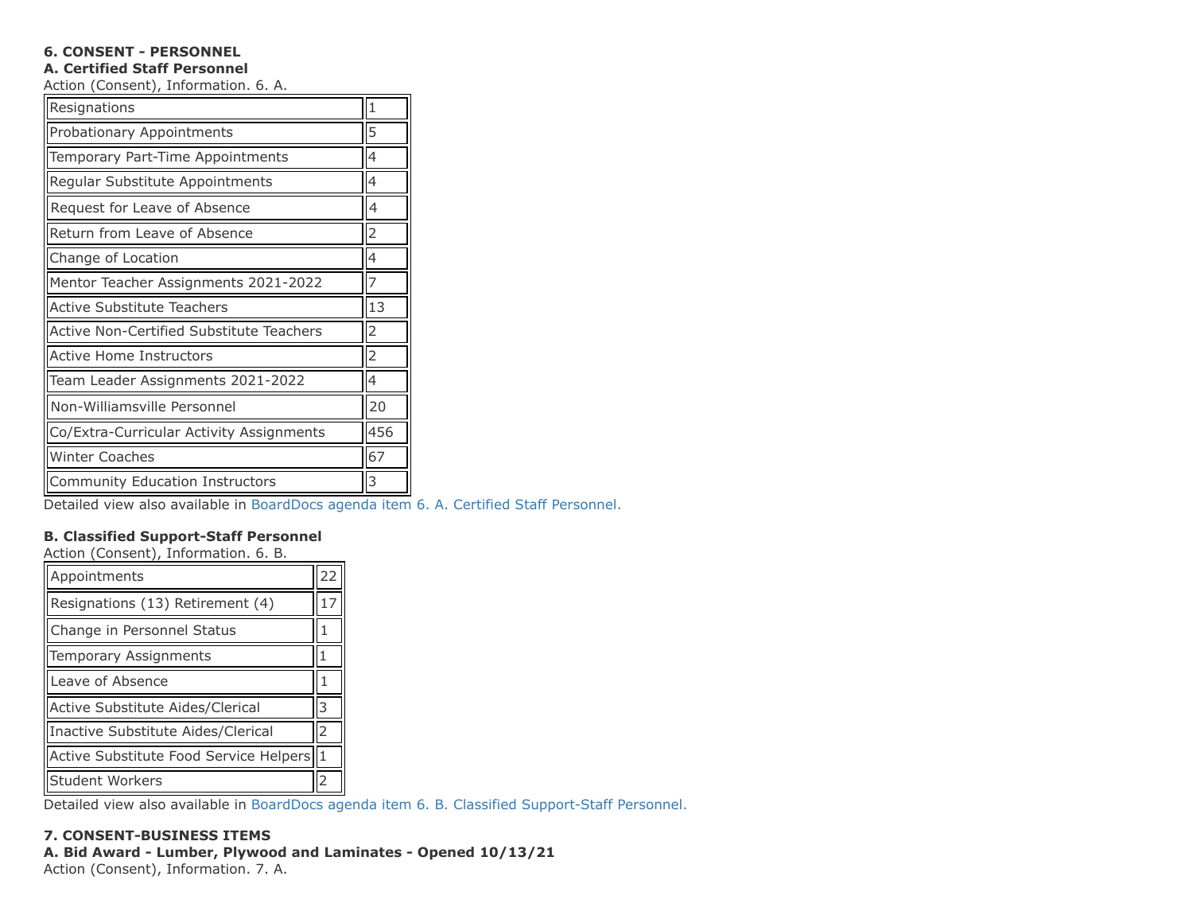**6. CONSENT - PERSONNEL**

**A. Certified Staff Personnel**

Action (Consent), Information. 6. A.

| | |
|---|---|
| Resignations | 1 |
| Probationary Appointments | 5 |
| Temporary Part-Time Appointments | 4 |
| Regular Substitute Appointments | 4 |
| Request for Leave of Absence | 4 |
| Return from Leave of Absence | 2 |
| Change of Location | 4 |
| Mentor Teacher Assignments 2021-2022 | 7 |
| Active Substitute Teachers | 13 |
| Active Non-Certified Substitute Teachers | 2 |
| Active Home Instructors | 2 |
| Team Leader Assignments 2021-2022 | 4 |
| Non-Williamsville Personnel | 20 |
| Co/Extra-Curricular Activity Assignments | 456 |
| Winter Coaches | 67 |
| Community Education Instructors | 3 |

Detailed view also available in BoardDocs agenda item 6. A. Certified Staff Personnel.

**B. Classified Support-Staff Personnel**

Action (Consent), Information. 6. B.

| | |
|---|---|
| Appointments | 22 |
| Resignations (13) Retirement (4) | 17 |
| Change in Personnel Status | 1 |
| Temporary Assignments | 1 |
| Leave of Absence | 1 |
| Active Substitute Aides/Clerical | 3 |
| Inactive Substitute Aides/Clerical | 2 |
| Active Substitute Food Service Helpers | 1 |
| Student Workers | 2 |

Detailed view also available in BoardDocs agenda item 6. B. Classified Support-Staff Personnel.

**7. CONSENT-BUSINESS ITEMS**

**A. Bid Award - Lumber, Plywood and Laminates - Opened 10/13/21**

Action (Consent), Information. 7. A.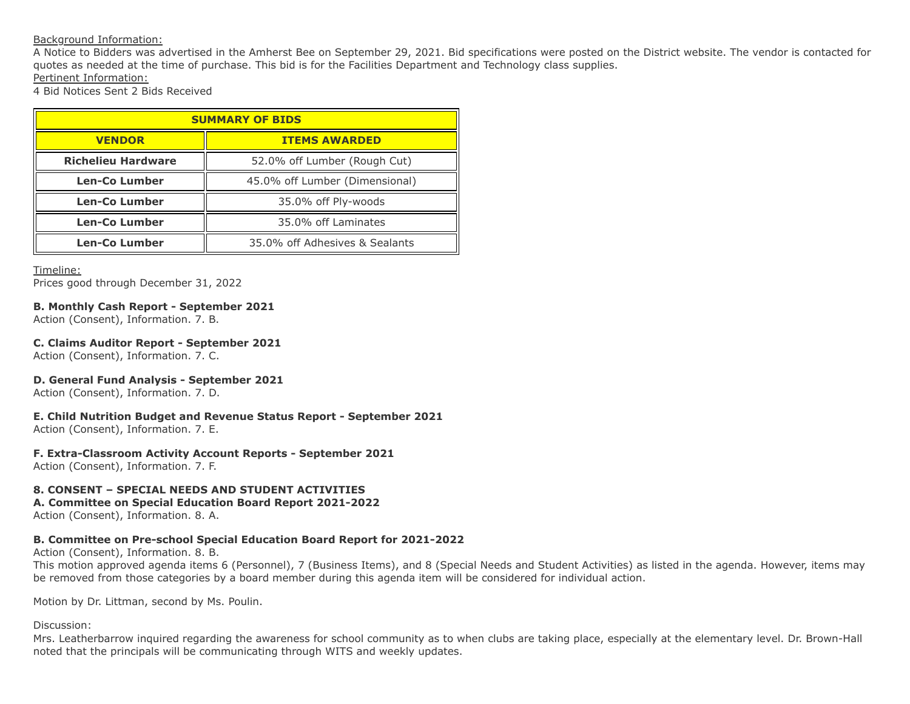Background Information:
A Notice to Bidders was advertised in the Amherst Bee on September 29, 2021. Bid specifications were posted on the District website. The vendor is contacted for quotes as needed at the time of purchase. This bid is for the Facilities Department and Technology class supplies.
Pertinent Information:
4 Bid Notices Sent 2 Bids Received

| **SUMMARY OF BIDS** | |
|---|---|
| **VENDOR** | **ITEMS AWARDED** |
| **Richelieu Hardware** | 52.0% off Lumber (Rough Cut) |
| **Len-Co Lumber** | 45.0% off Lumber (Dimensional) |
| **Len-Co Lumber** | 35.0% off Ply-woods |
| **Len-Co Lumber** | 35.0% off Laminates |
| **Len-Co Lumber** | 35.0% off Adhesives & Sealants |

Timeline:
Prices good through December 31, 2022

**B. Monthly Cash Report - September 2021**
Action (Consent), Information. 7. B.

**C. Claims Auditor Report - September 2021**
Action (Consent), Information. 7. C.

**D. General Fund Analysis - September 2021**
Action (Consent), Information. 7. D.

**E. Child Nutrition Budget and Revenue Status Report - September 2021**
Action (Consent), Information. 7. E.

**F. Extra-Classroom Activity Account Reports - September 2021**
Action (Consent), Information. 7. F.

**8. CONSENT – SPECIAL NEEDS AND STUDENT ACTIVITIES**
**A. Committee on Special Education Board Report 2021-2022**
Action (Consent), Information. 8. A.

**B. Committee on Pre-school Special Education Board Report for 2021-2022**
Action (Consent), Information. 8. B.
This motion approved agenda items 6 (Personnel), 7 (Business Items), and 8 (Special Needs and Student Activities) as listed in the agenda. However, items may be removed from those categories by a board member during this agenda item will be considered for individual action.

Motion by Dr. Littman, second by Ms. Poulin.

Discussion:
Mrs. Leatherbarrow inquired regarding the awareness for school community as to when clubs are taking place, especially at the elementary level. Dr. Brown-Hall noted that the principals will be communicating through WITS and weekly updates.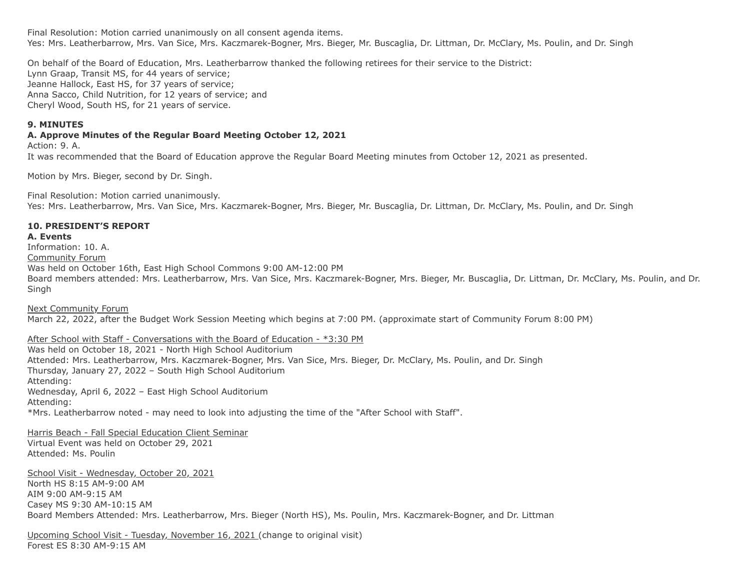Final Resolution: Motion carried unanimously on all consent agenda items.
Yes: Mrs. Leatherbarrow, Mrs. Van Sice, Mrs. Kaczmarek-Bogner, Mrs. Bieger, Mr. Buscaglia, Dr. Littman, Dr. McClary, Ms. Poulin, and Dr. Singh

On behalf of the Board of Education, Mrs. Leatherbarrow thanked the following retirees for their service to the District:
Lynn Graap, Transit MS, for 44 years of service;
Jeanne Hallock, East HS, for 37 years of service;
Anna Sacco, Child Nutrition, for 12 years of service; and
Cheryl Wood, South HS, for 21 years of service.

**9. MINUTES**

**A. Approve Minutes of the Regular Board Meeting October 12, 2021**

Action: 9. A.
It was recommended that the Board of Education approve the Regular Board Meeting minutes from October 12, 2021 as presented.

Motion by Mrs. Bieger, second by Dr. Singh.

Final Resolution: Motion carried unanimously.
Yes: Mrs. Leatherbarrow, Mrs. Van Sice, Mrs. Kaczmarek-Bogner, Mrs. Bieger, Mr. Buscaglia, Dr. Littman, Dr. McClary, Ms. Poulin, and Dr. Singh

**10. PRESIDENT'S REPORT**

**A. Events**

Information: 10. A.
Community Forum
Was held on October 16th, East High School Commons 9:00 AM-12:00 PM
Board members attended: Mrs. Leatherbarrow, Mrs. Van Sice, Mrs. Kaczmarek-Bogner, Mrs. Bieger, Mr. Buscaglia, Dr. Littman, Dr. McClary, Ms. Poulin, and Dr. Singh

Next Community Forum
March 22, 2022, after the Budget Work Session Meeting which begins at 7:00 PM. (approximate start of Community Forum 8:00 PM)

After School with Staff - Conversations with the Board of Education - *3:30 PM
Was held on October 18, 2021 - North High School Auditorium
Attended: Mrs. Leatherbarrow, Mrs. Kaczmarek-Bogner, Mrs. Van Sice, Mrs. Bieger, Dr. McClary, Ms. Poulin, and Dr. Singh
Thursday, January 27, 2022 – South High School Auditorium
Attending:
Wednesday, April 6, 2022 – East High School Auditorium
Attending:
*Mrs. Leatherbarrow noted - may need to look into adjusting the time of the "After School with Staff".

Harris Beach - Fall Special Education Client Seminar
Virtual Event was held on October 29, 2021
Attended: Ms. Poulin

School Visit - Wednesday, October 20, 2021
North HS 8:15 AM-9:00 AM
AIM 9:00 AM-9:15 AM
Casey MS 9:30 AM-10:15 AM
Board Members Attended: Mrs. Leatherbarrow, Mrs. Bieger (North HS), Ms. Poulin, Mrs. Kaczmarek-Bogner, and Dr. Littman

Upcoming School Visit - Tuesday, November 16, 2021 (change to original visit)
Forest ES 8:30 AM-9:15 AM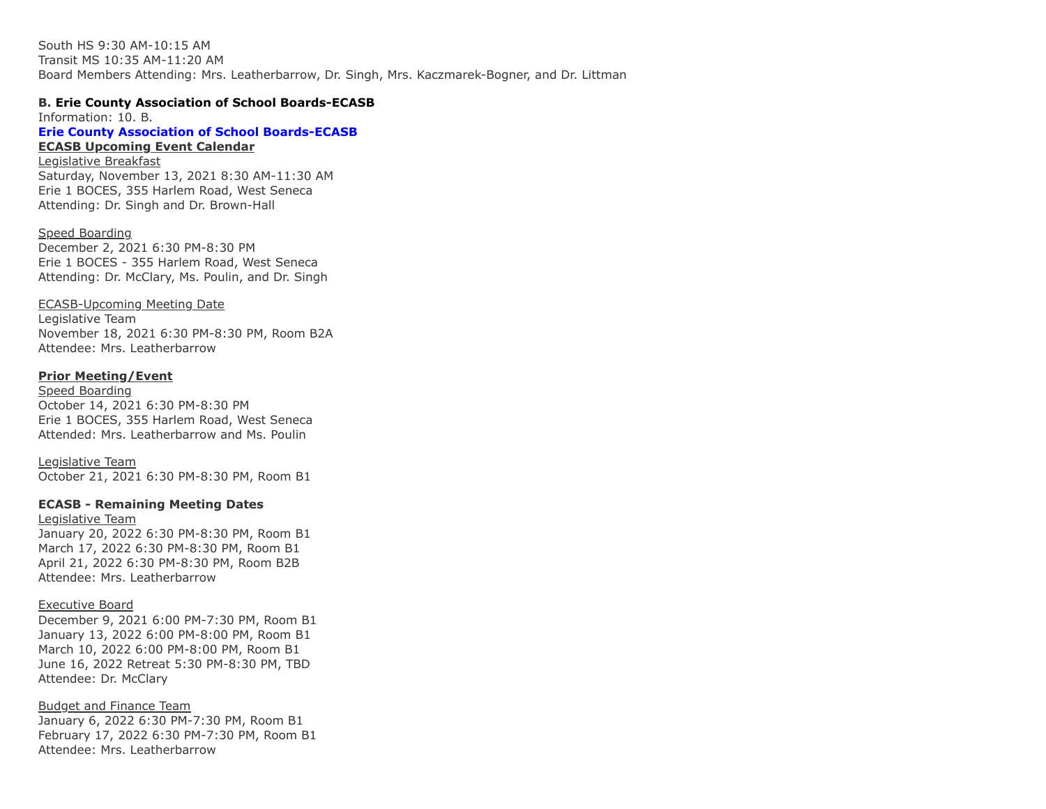South HS 9:30 AM-10:15 AM
Transit MS 10:35 AM-11:20 AM
Board Members Attending: Mrs. Leatherbarrow, Dr. Singh, Mrs. Kaczmarek-Bogner, and Dr. Littman

**B. Erie County Association of School Boards-ECASB**
Information: 10. B.
**Erie County Association of School Boards-ECASB**
**ECASB Upcoming Event Calendar**
Legislative Breakfast
Saturday, November 13, 2021 8:30 AM-11:30 AM
Erie 1 BOCES, 355 Harlem Road, West Seneca
Attending: Dr. Singh and Dr. Brown-Hall

Speed Boarding
December 2, 2021 6:30 PM-8:30 PM
Erie 1 BOCES - 355 Harlem Road, West Seneca
Attending: Dr. McClary, Ms. Poulin, and Dr. Singh

ECASB-Upcoming Meeting Date
Legislative Team
November 18, 2021 6:30 PM-8:30 PM, Room B2A
Attendee: Mrs. Leatherbarrow

**Prior Meeting/Event**
Speed Boarding
October 14, 2021 6:30 PM-8:30 PM
Erie 1 BOCES, 355 Harlem Road, West Seneca
Attended: Mrs. Leatherbarrow and Ms. Poulin

Legislative Team
October 21, 2021 6:30 PM-8:30 PM, Room B1

**ECASB - Remaining Meeting Dates**
Legislative Team
January 20, 2022 6:30 PM-8:30 PM, Room B1
March 17, 2022 6:30 PM-8:30 PM, Room B1
April 21, 2022 6:30 PM-8:30 PM, Room B2B
Attendee: Mrs. Leatherbarrow

Executive Board
December 9, 2021 6:00 PM-7:30 PM, Room B1
January 13, 2022 6:00 PM-8:00 PM, Room B1
March 10, 2022 6:00 PM-8:00 PM, Room B1
June 16, 2022 Retreat 5:30 PM-8:30 PM, TBD
Attendee: Dr. McClary

Budget and Finance Team
January 6, 2022 6:30 PM-7:30 PM, Room B1
February 17, 2022 6:30 PM-7:30 PM, Room B1
Attendee: Mrs. Leatherbarrow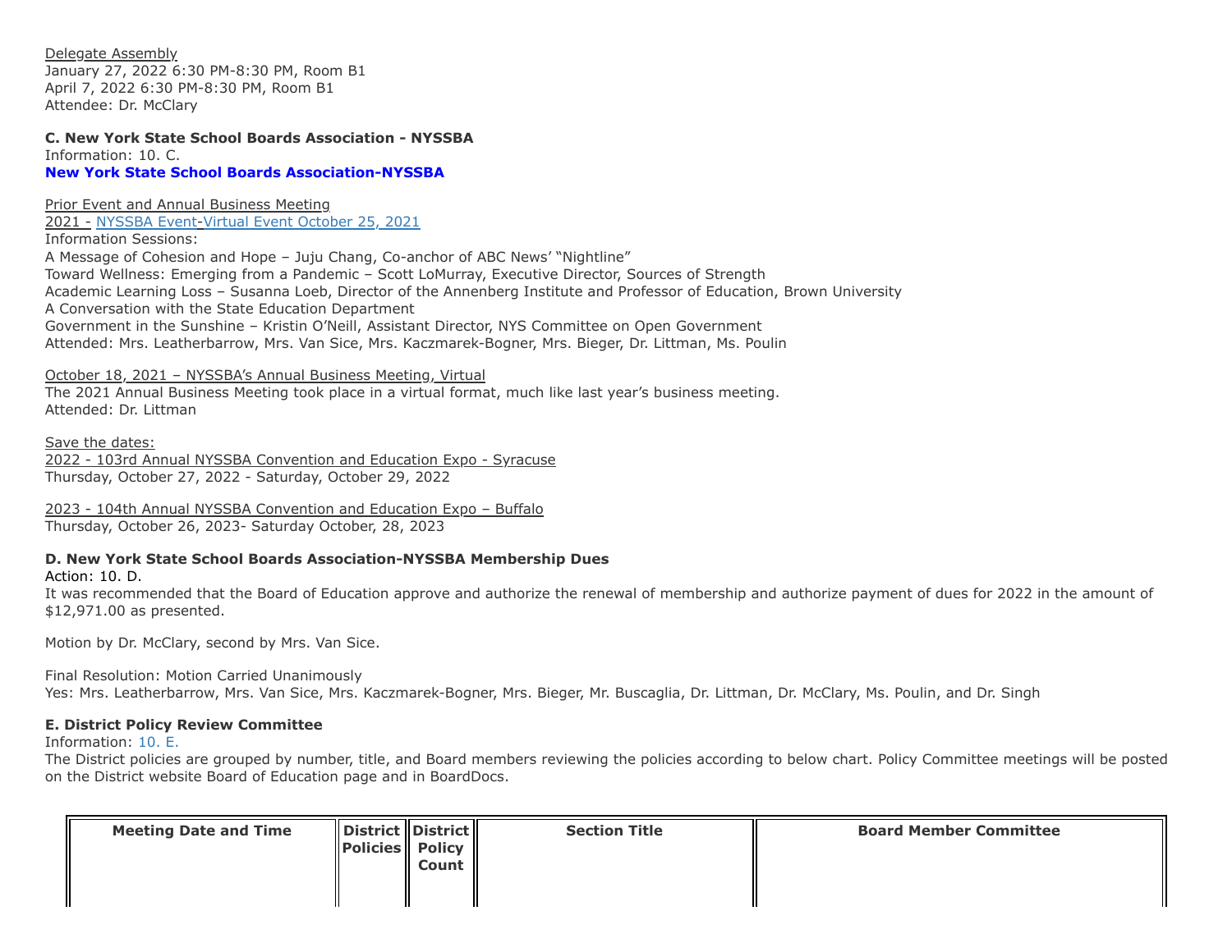Delegate Assembly
January 27, 2022 6:30 PM-8:30 PM, Room B1
April 7, 2022 6:30 PM-8:30 PM, Room B1
Attendee: Dr. McClary

**C. New York State School Boards Association - NYSSBA**
Information: 10. C.
**New York State School Boards Association-NYSSBA**

Prior Event and Annual Business Meeting
2021 - NYSSBA Event-Virtual Event October 25, 2021
Information Sessions:
A Message of Cohesion and Hope – Juju Chang, Co-anchor of ABC News' "Nightline"
Toward Wellness: Emerging from a Pandemic – Scott LoMurray, Executive Director, Sources of Strength
Academic Learning Loss – Susanna Loeb, Director of the Annenberg Institute and Professor of Education, Brown University
A Conversation with the State Education Department
Government in the Sunshine – Kristin O'Neill, Assistant Director, NYS Committee on Open Government
Attended: Mrs. Leatherbarrow, Mrs. Van Sice, Mrs. Kaczmarek-Bogner, Mrs. Bieger, Dr. Littman, Ms. Poulin

October 18, 2021 – NYSSBA's Annual Business Meeting, Virtual
The 2021 Annual Business Meeting took place in a virtual format, much like last year's business meeting.
Attended: Dr. Littman

Save the dates:
2022 - 103rd Annual NYSSBA Convention and Education Expo - Syracuse
Thursday, October 27, 2022 - Saturday, October 29, 2022

2023 - 104th Annual NYSSBA Convention and Education Expo – Buffalo
Thursday, October 26, 2023- Saturday October, 28, 2023

**D. New York State School Boards Association-NYSSBA Membership Dues**
Action: 10. D.
It was recommended that the Board of Education approve and authorize the renewal of membership and authorize payment of dues for 2022 in the amount of $12,971.00 as presented.

Motion by Dr. McClary, second by Mrs. Van Sice.

Final Resolution: Motion Carried Unanimously
Yes: Mrs. Leatherbarrow, Mrs. Van Sice, Mrs. Kaczmarek-Bogner, Mrs. Bieger, Mr. Buscaglia, Dr. Littman, Dr. McClary, Ms. Poulin, and Dr. Singh

**E. District Policy Review Committee**
Information: 10. E.
The District policies are grouped by number, title, and Board members reviewing the policies according to below chart. Policy Committee meetings will be posted on the District website Board of Education page and in BoardDocs.

| Meeting Date and Time | District Policies | District Policy Count | Section Title | Board Member Committee |
|---|---|---|---|---|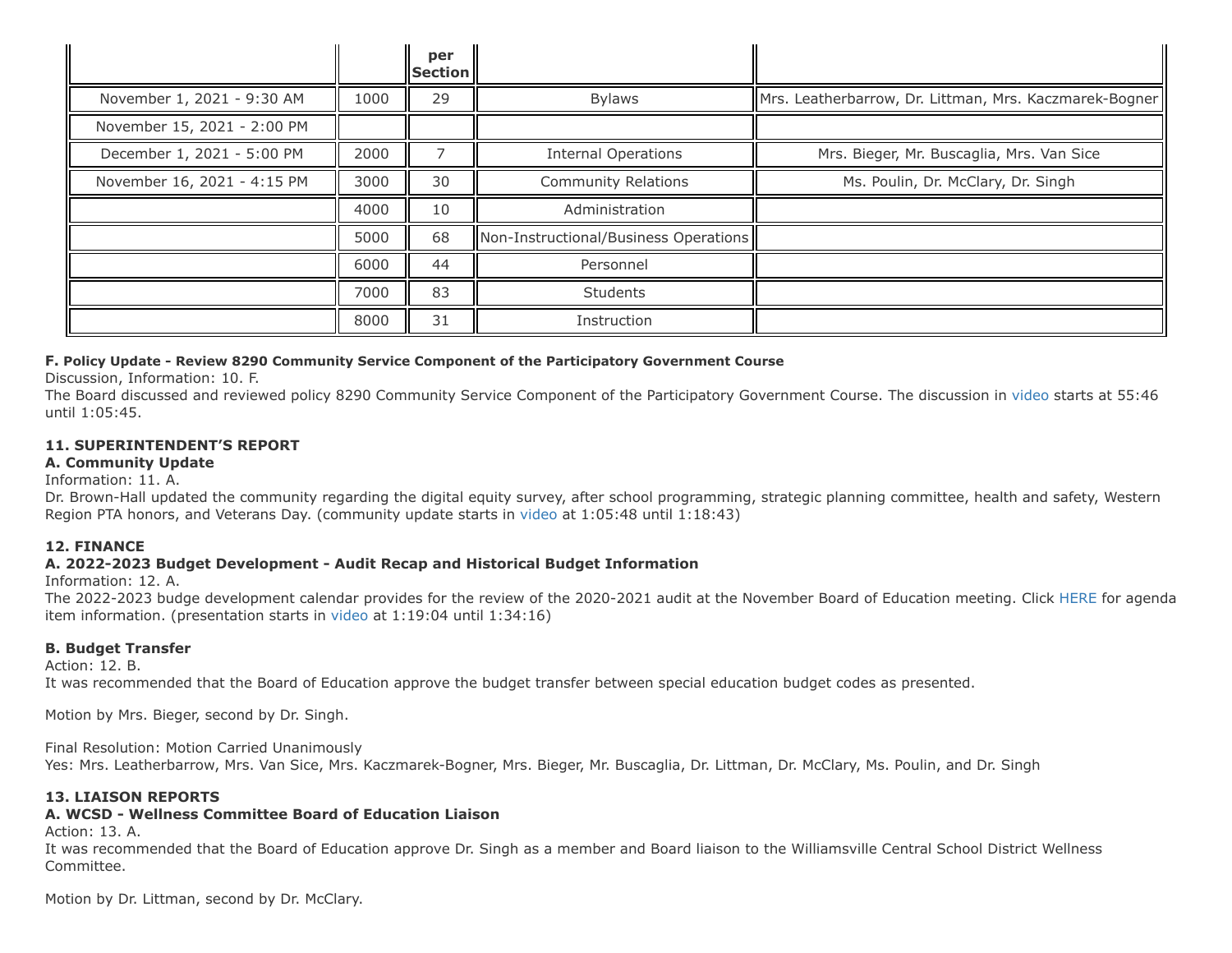| | | per Section | | |
|---|---|---|---|---|
| November 1, 2021 - 9:30 AM | 1000 | 29 | Bylaws | Mrs. Leatherbarrow, Dr. Littman, Mrs. Kaczmarek-Bogner |
| November 15, 2021 - 2:00 PM | | | | |
| December 1, 2021 - 5:00 PM | 2000 | 7 | Internal Operations | Mrs. Bieger, Mr. Buscaglia, Mrs. Van Sice |
| November 16, 2021 - 4:15 PM | 3000 | 30 | Community Relations | Ms. Poulin, Dr. McClary, Dr. Singh |
| | 4000 | 10 | Administration | |
| | 5000 | 68 | Non-Instructional/Business Operations | |
| | 6000 | 44 | Personnel | |
| | 7000 | 83 | Students | |
| | 8000 | 31 | Instruction | |

**F. Policy Update - Review 8290 Community Service Component of the Participatory Government Course**

Discussion, Information: 10. F.

The Board discussed and reviewed policy 8290 Community Service Component of the Participatory Government Course. The discussion in video starts at 55:46 until 1:05:45.

**11. SUPERINTENDENT'S REPORT**

**A. Community Update**

Information: 11. A.

Dr. Brown-Hall updated the community regarding the digital equity survey, after school programming, strategic planning committee, health and safety, Western Region PTA honors, and Veterans Day. (community update starts in video at 1:05:48 until 1:18:43)

**12. FINANCE**

**A. 2022-2023 Budget Development - Audit Recap and Historical Budget Information**

Information: 12. A.

The 2022-2023 budge development calendar provides for the review of the 2020-2021 audit at the November Board of Education meeting. Click HERE for agenda item information. (presentation starts in video at 1:19:04 until 1:34:16)

**B. Budget Transfer**

Action: 12. B.

It was recommended that the Board of Education approve the budget transfer between special education budget codes as presented.

Motion by Mrs. Bieger, second by Dr. Singh.

Final Resolution: Motion Carried Unanimously

Yes: Mrs. Leatherbarrow, Mrs. Van Sice, Mrs. Kaczmarek-Bogner, Mrs. Bieger, Mr. Buscaglia, Dr. Littman, Dr. McClary, Ms. Poulin, and Dr. Singh

**13. LIAISON REPORTS**

**A. WCSD - Wellness Committee Board of Education Liaison**

Action: 13. A.

It was recommended that the Board of Education approve Dr. Singh as a member and Board liaison to the Williamsville Central School District Wellness Committee.

Motion by Dr. Littman, second by Dr. McClary.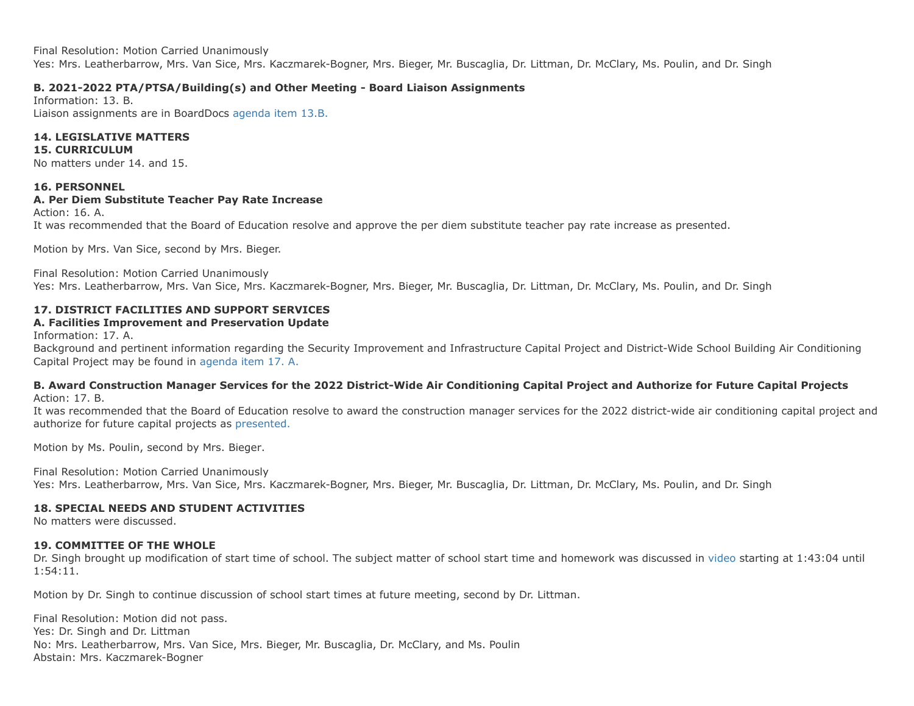Final Resolution: Motion Carried Unanimously
Yes: Mrs. Leatherbarrow, Mrs. Van Sice, Mrs. Kaczmarek-Bogner, Mrs. Bieger, Mr. Buscaglia, Dr. Littman, Dr. McClary, Ms. Poulin, and Dr. Singh

**B. 2021-2022 PTA/PTSA/Building(s) and Other Meeting - Board Liaison Assignments**
Information: 13. B.
Liaison assignments are in BoardDocs agenda item 13.B.

**14. LEGISLATIVE MATTERS**
**15. CURRICULUM**
No matters under 14. and 15.

**16. PERSONNEL**
**A. Per Diem Substitute Teacher Pay Rate Increase**
Action: 16. A.
It was recommended that the Board of Education resolve and approve the per diem substitute teacher pay rate increase as presented.

Motion by Mrs. Van Sice, second by Mrs. Bieger.

Final Resolution: Motion Carried Unanimously
Yes: Mrs. Leatherbarrow, Mrs. Van Sice, Mrs. Kaczmarek-Bogner, Mrs. Bieger, Mr. Buscaglia, Dr. Littman, Dr. McClary, Ms. Poulin, and Dr. Singh

**17. DISTRICT FACILITIES AND SUPPORT SERVICES**
**A. Facilities Improvement and Preservation Update**
Information: 17. A.
Background and pertinent information regarding the Security Improvement and Infrastructure Capital Project and District-Wide School Building Air Conditioning Capital Project may be found in agenda item 17. A.

**B. Award Construction Manager Services for the 2022 District-Wide Air Conditioning Capital Project and Authorize for Future Capital Projects**
Action: 17. B.
It was recommended that the Board of Education resolve to award the construction manager services for the 2022 district-wide air conditioning capital project and authorize for future capital projects as presented.

Motion by Ms. Poulin, second by Mrs. Bieger.

Final Resolution: Motion Carried Unanimously
Yes: Mrs. Leatherbarrow, Mrs. Van Sice, Mrs. Kaczmarek-Bogner, Mrs. Bieger, Mr. Buscaglia, Dr. Littman, Dr. McClary, Ms. Poulin, and Dr. Singh

**18. SPECIAL NEEDS AND STUDENT ACTIVITIES**
No matters were discussed.

**19. COMMITTEE OF THE WHOLE**
Dr. Singh brought up modification of start time of school. The subject matter of school start time and homework was discussed in video starting at 1:43:04 until 1:54:11.

Motion by Dr. Singh to continue discussion of school start times at future meeting, second by Dr. Littman.

Final Resolution: Motion did not pass.
Yes: Dr. Singh and Dr. Littman
No: Mrs. Leatherbarrow, Mrs. Van Sice, Mrs. Bieger, Mr. Buscaglia, Dr. McClary, and Ms. Poulin
Abstain: Mrs. Kaczmarek-Bogner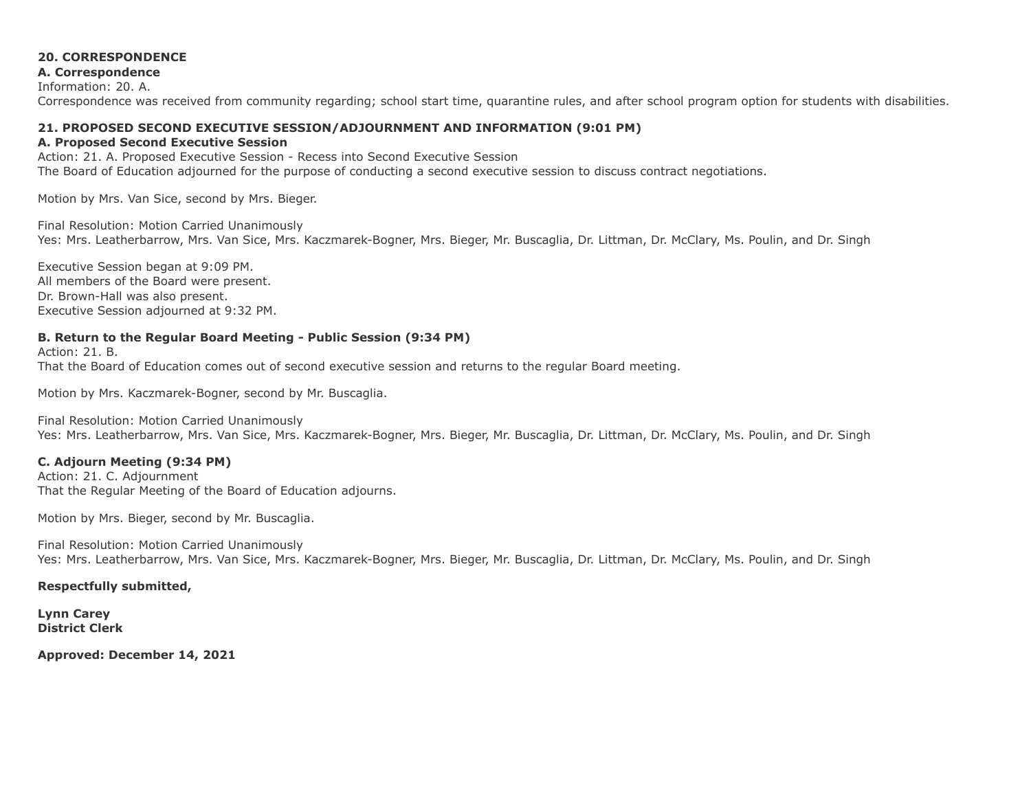**20. CORRESPONDENCE**

**A. Correspondence**

Information: 20. A.

Correspondence was received from community regarding; school start time, quarantine rules, and after school program option for students with disabilities.

**21. PROPOSED SECOND EXECUTIVE SESSION/ADJOURNMENT AND INFORMATION (9:01 PM)**

**A. Proposed Second Executive Session**

Action: 21. A. Proposed Executive Session - Recess into Second Executive Session

The Board of Education adjourned for the purpose of conducting a second executive session to discuss contract negotiations.

Motion by Mrs. Van Sice, second by Mrs. Bieger.

Final Resolution: Motion Carried Unanimously

Yes: Mrs. Leatherbarrow, Mrs. Van Sice, Mrs. Kaczmarek-Bogner, Mrs. Bieger, Mr. Buscaglia, Dr. Littman, Dr. McClary, Ms. Poulin, and Dr. Singh

Executive Session began at 9:09 PM.

All members of the Board were present.

Dr. Brown-Hall was also present.

Executive Session adjourned at 9:32 PM.

**B. Return to the Regular Board Meeting - Public Session (9:34 PM)**

Action: 21. B.

That the Board of Education comes out of second executive session and returns to the regular Board meeting.

Motion by Mrs. Kaczmarek-Bogner, second by Mr. Buscaglia.

Final Resolution: Motion Carried Unanimously

Yes: Mrs. Leatherbarrow, Mrs. Van Sice, Mrs. Kaczmarek-Bogner, Mrs. Bieger, Mr. Buscaglia, Dr. Littman, Dr. McClary, Ms. Poulin, and Dr. Singh

**C. Adjourn Meeting (9:34 PM)**

Action: 21. C. Adjournment

That the Regular Meeting of the Board of Education adjourns.

Motion by Mrs. Bieger, second by Mr. Buscaglia.

Final Resolution: Motion Carried Unanimously

Yes: Mrs. Leatherbarrow, Mrs. Van Sice, Mrs. Kaczmarek-Bogner, Mrs. Bieger, Mr. Buscaglia, Dr. Littman, Dr. McClary, Ms. Poulin, and Dr. Singh

**Respectfully submitted,**

**Lynn Carey**
**District Clerk**

**Approved: December 14, 2021**